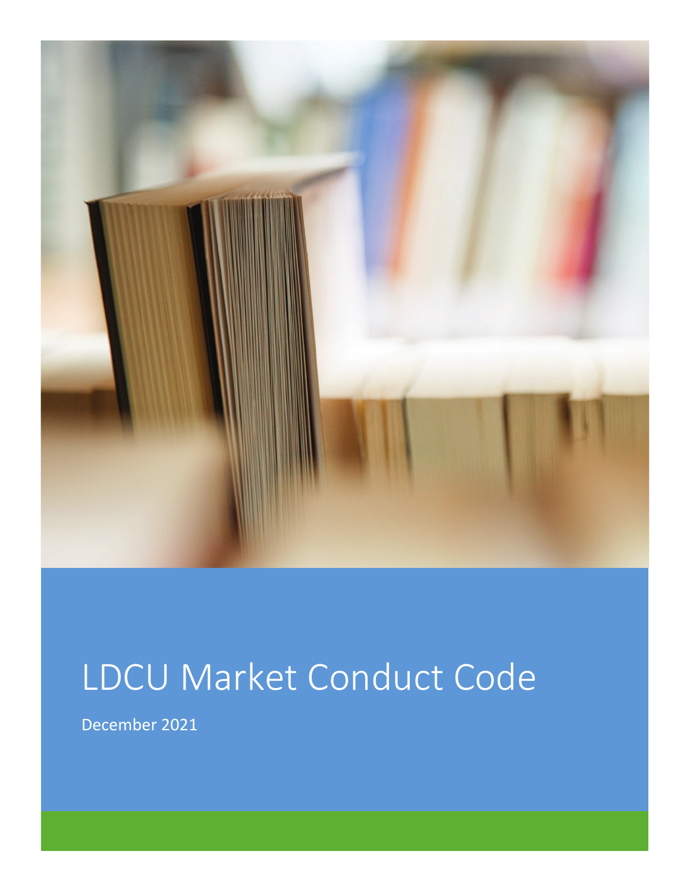# LDCU Market Conduct Code

December 2021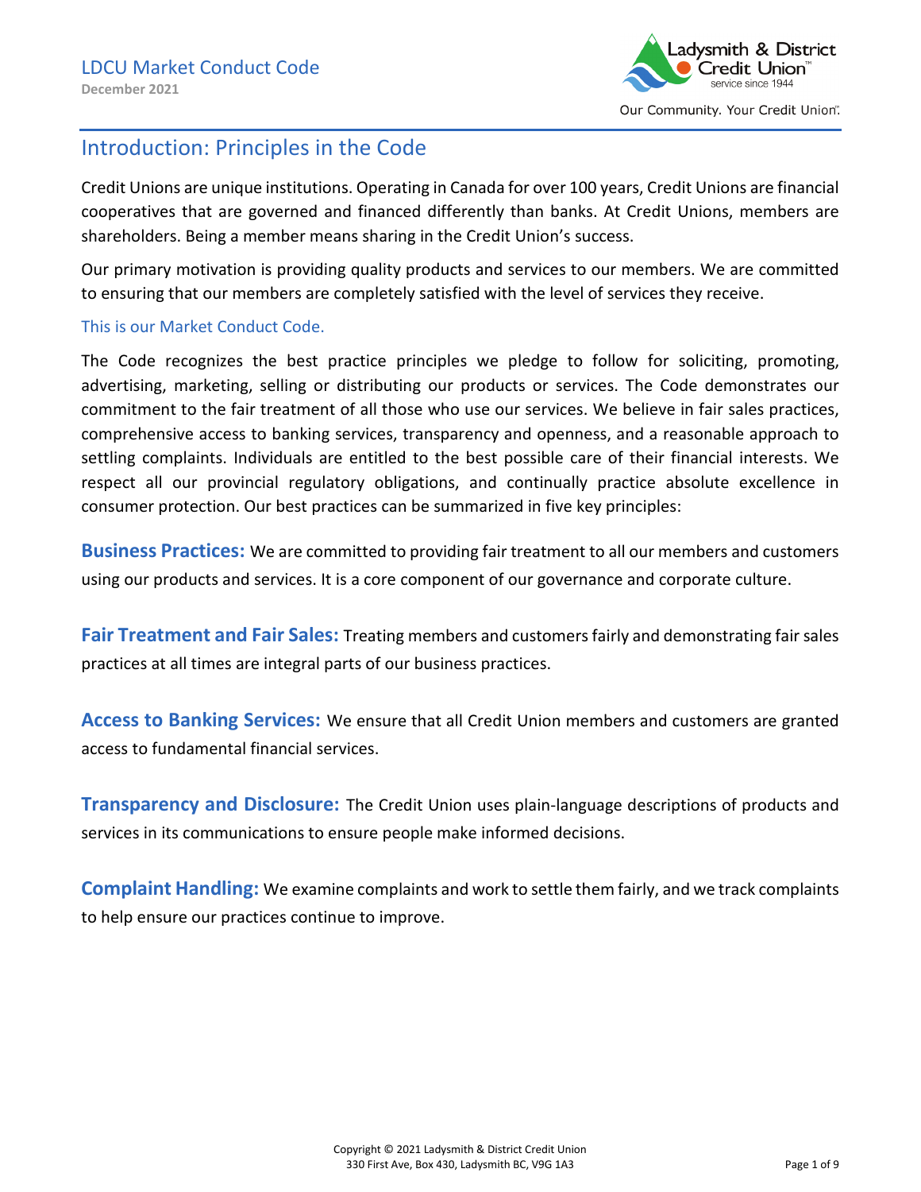## Introduction: Principles in the Code

Credit Unions are unique institutions. Operating in Canada for over 100 years, Credit Unions are financial cooperatives that are governed and financed differently than banks. At Credit Unions, members are shareholders. Being a member means sharing in the Credit Union's success.

Our primary motivation is providing quality products and services to our members. We are committed to ensuring that our members are completely satisfied with the level of services they receive.

### This is our Market Conduct Code.

The Code recognizes the best practice principles we pledge to follow for soliciting, promoting, advertising, marketing, selling or distributing our products or services. The Code demonstrates our commitment to the fair treatment of all those who use our services. We believe in fair sales practices, comprehensive access to banking services, transparency and openness, and a reasonable approach to settling complaints. Individuals are entitled to the best possible care of their financial interests. We respect all our provincial regulatory obligations, and continually practice absolute excellence in consumer protection. Our best practices can be summarized in five key principles:

**Business Practices:** We are committed to providing fair treatment to all our members and customers using our products and services. It is a core component of our governance and corporate culture.

**Fair Treatment and Fair Sales:** Treating members and customers fairly and demonstrating fair sales practices at all times are integral parts of our business practices.

**Access to Banking Services:** We ensure that all Credit Union members and customers are granted access to fundamental financial services.

**Transparency and Disclosure:** The Credit Union uses plain-language descriptions of products and services in its communications to ensure people make informed decisions.

**Complaint Handling:** We examine complaints and work to settle them fairly, and we track complaints to help ensure our practices continue to improve.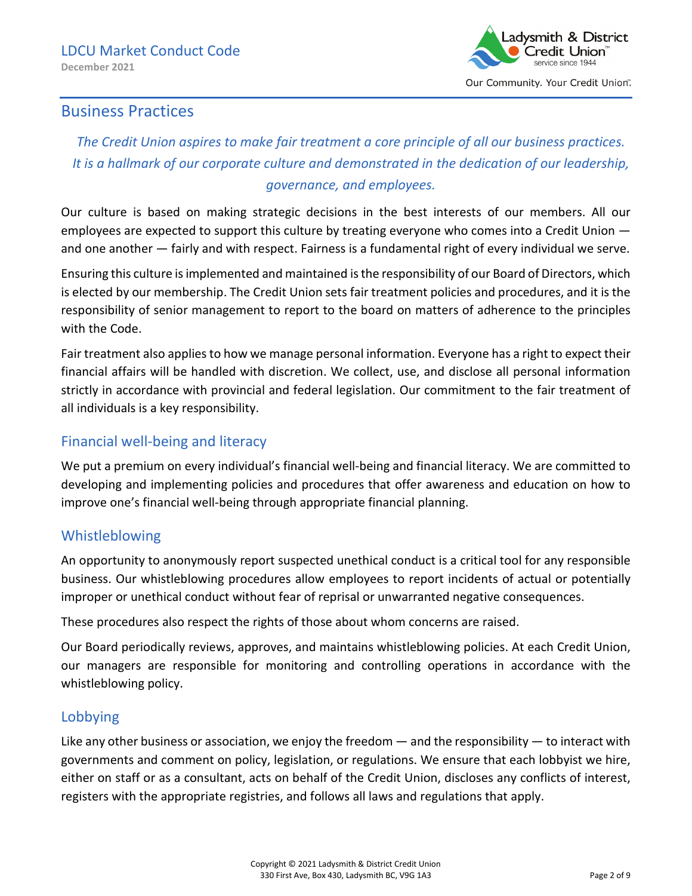# Business Practices

*The Credit Union aspires to make fair treatment a core principle of all our business practices. It is a hallmark of our corporate culture and demonstrated in the dedication of our leadership, governance, and employees.*

Our culture is based on making strategic decisions in the best interests of our members. All our employees are expected to support this culture by treating everyone who comes into a Credit Union — and one another — fairly and with respect. Fairness is a fundamental right of every individual we serve.

Ensuring this culture is implemented and maintained is the responsibility of our Board of Directors, which is elected by our membership. The Credit Union sets fair treatment policies and procedures, and it is the responsibility of senior management to report to the board on matters of adherence to the principles with the Code.

Fair treatment also applies to how we manage personal information. Everyone has a right to expect their financial affairs will be handled with discretion. We collect, use, and disclose all personal information strictly in accordance with provincial and federal legislation. Our commitment to the fair treatment of all individuals is a key responsibility.

## Financial well-being and literacy

We put a premium on every individual's financial well-being and financial literacy. We are committed to developing and implementing policies and procedures that offer awareness and education on how to improve one's financial well-being through appropriate financial planning.

## Whistleblowing

An opportunity to anonymously report suspected unethical conduct is a critical tool for any responsible business. Our whistleblowing procedures allow employees to report incidents of actual or potentially improper or unethical conduct without fear of reprisal or unwarranted negative consequences.

These procedures also respect the rights of those about whom concerns are raised.

Our Board periodically reviews, approves, and maintains whistleblowing policies. At each Credit Union, our managers are responsible for monitoring and controlling operations in accordance with the whistleblowing policy.

## Lobbying

Like any other business or association, we enjoy the freedom — and the responsibility — to interact with governments and comment on policy, legislation, or regulations. We ensure that each lobbyist we hire, either on staff or as a consultant, acts on behalf of the Credit Union, discloses any conflicts of interest, registers with the appropriate registries, and follows all laws and regulations that apply.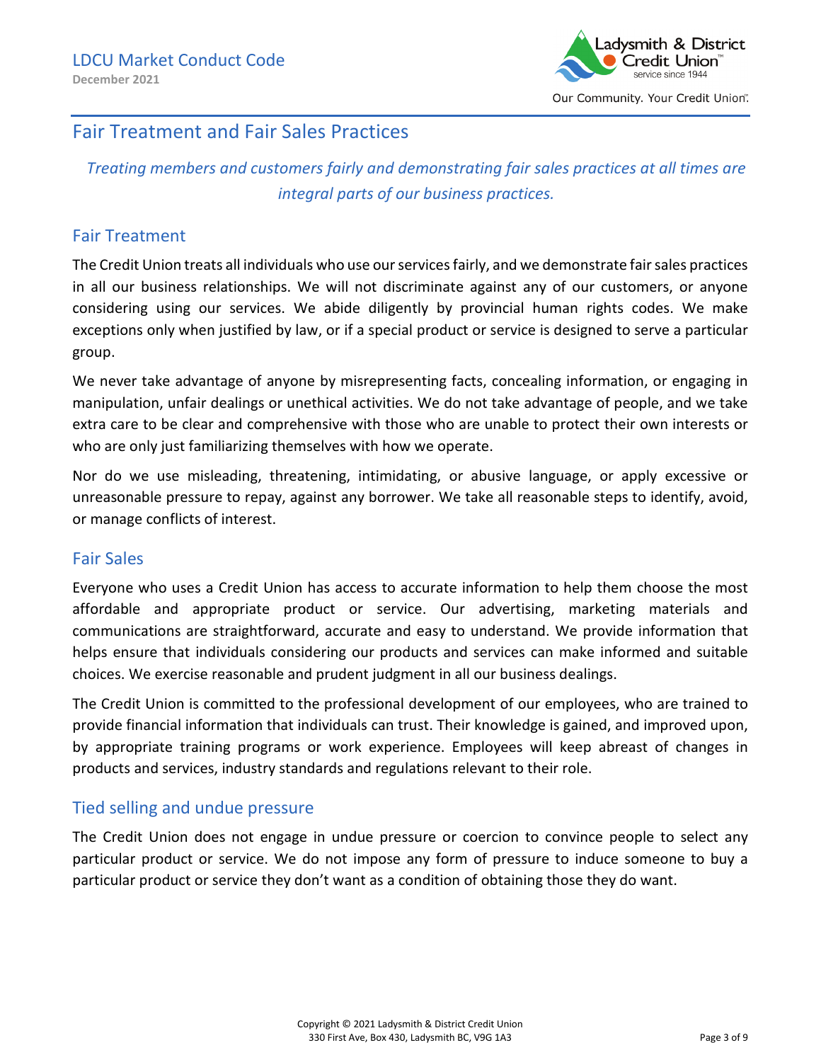## Fair Treatment and Fair Sales Practices

*Treating members and customers fairly and demonstrating fair sales practices at all times are integral parts of our business practices.*

### Fair Treatment

The Credit Union treats all individuals who use our services fairly, and we demonstrate fair sales practices in all our business relationships. We will not discriminate against any of our customers, or anyone considering using our services. We abide diligently by provincial human rights codes. We make exceptions only when justified by law, or if a special product or service is designed to serve a particular group.

We never take advantage of anyone by misrepresenting facts, concealing information, or engaging in manipulation, unfair dealings or unethical activities. We do not take advantage of people, and we take extra care to be clear and comprehensive with those who are unable to protect their own interests or who are only just familiarizing themselves with how we operate.

Nor do we use misleading, threatening, intimidating, or abusive language, or apply excessive or unreasonable pressure to repay, against any borrower. We take all reasonable steps to identify, avoid, or manage conflicts of interest.

### Fair Sales

Everyone who uses a Credit Union has access to accurate information to help them choose the most affordable and appropriate product or service. Our advertising, marketing materials and communications are straightforward, accurate and easy to understand. We provide information that helps ensure that individuals considering our products and services can make informed and suitable choices. We exercise reasonable and prudent judgment in all our business dealings.

The Credit Union is committed to the professional development of our employees, who are trained to provide financial information that individuals can trust. Their knowledge is gained, and improved upon, by appropriate training programs or work experience. Employees will keep abreast of changes in products and services, industry standards and regulations relevant to their role.

### Tied selling and undue pressure

The Credit Union does not engage in undue pressure or coercion to convince people to select any particular product or service. We do not impose any form of pressure to induce someone to buy a particular product or service they don't want as a condition of obtaining those they do want.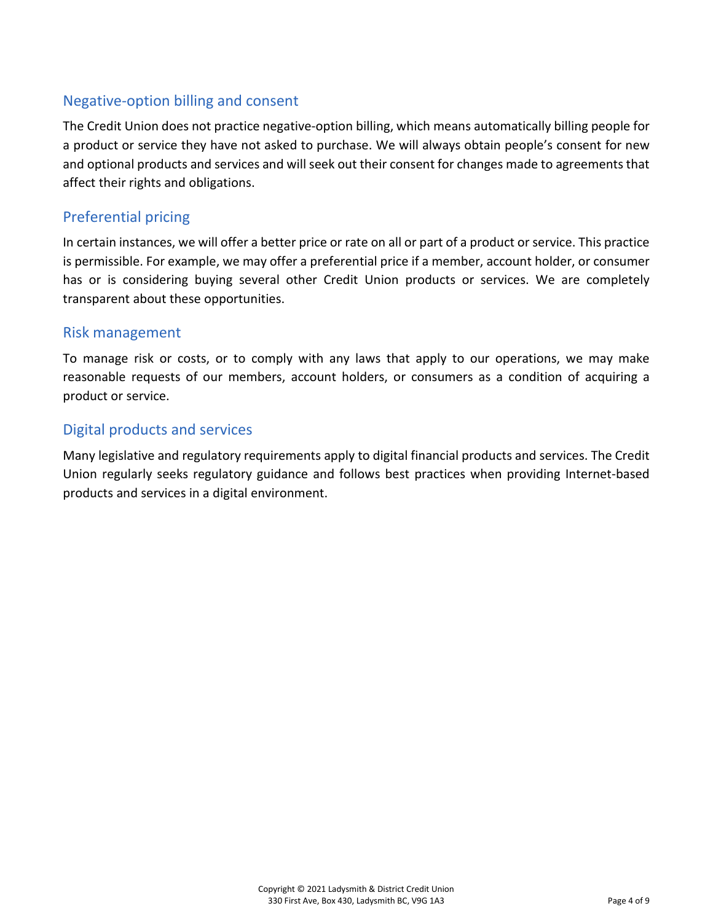## Negative-option billing and consent

The Credit Union does not practice negative-option billing, which means automatically billing people for a product or service they have not asked to purchase. We will always obtain people's consent for new and optional products and services and will seek out their consent for changes made to agreements that affect their rights and obligations.

## Preferential pricing

In certain instances, we will offer a better price or rate on all or part of a product or service. This practice is permissible. For example, we may offer a preferential price if a member, account holder, or consumer has or is considering buying several other Credit Union products or services. We are completely transparent about these opportunities.

## Risk management

To manage risk or costs, or to comply with any laws that apply to our operations, we may make reasonable requests of our members, account holders, or consumers as a condition of acquiring a product or service.

## Digital products and services

Many legislative and regulatory requirements apply to digital financial products and services. The Credit Union regularly seeks regulatory guidance and follows best practices when providing Internet-based products and services in a digital environment.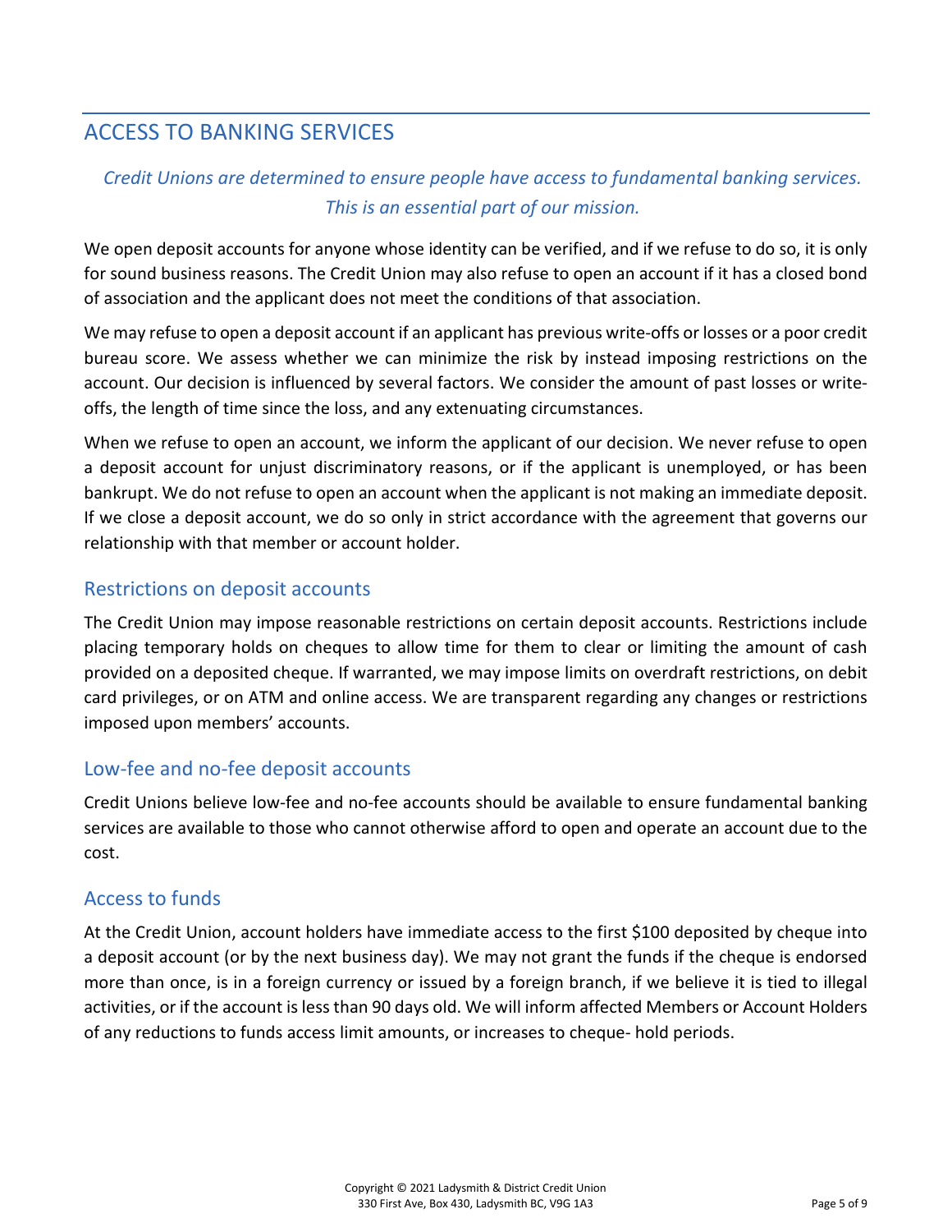## ACCESS TO BANKING SERVICES

*Credit Unions are determined to ensure people have access to fundamental banking services. This is an essential part of our mission.*

We open deposit accounts for anyone whose identity can be verified, and if we refuse to do so, it is only for sound business reasons. The Credit Union may also refuse to open an account if it has a closed bond of association and the applicant does not meet the conditions of that association.

We may refuse to open a deposit account if an applicant has previous write-offs or losses or a poor credit bureau score. We assess whether we can minimize the risk by instead imposing restrictions on the account. Our decision is influenced by several factors. We consider the amount of past losses or write-offs, the length of time since the loss, and any extenuating circumstances.

When we refuse to open an account, we inform the applicant of our decision. We never refuse to open a deposit account for unjust discriminatory reasons, or if the applicant is unemployed, or has been bankrupt. We do not refuse to open an account when the applicant is not making an immediate deposit. If we close a deposit account, we do so only in strict accordance with the agreement that governs our relationship with that member or account holder.

### Restrictions on deposit accounts

The Credit Union may impose reasonable restrictions on certain deposit accounts. Restrictions include placing temporary holds on cheques to allow time for them to clear or limiting the amount of cash provided on a deposited cheque. If warranted, we may impose limits on overdraft restrictions, on debit card privileges, or on ATM and online access. We are transparent regarding any changes or restrictions imposed upon members' accounts.

### Low-fee and no-fee deposit accounts

Credit Unions believe low-fee and no-fee accounts should be available to ensure fundamental banking services are available to those who cannot otherwise afford to open and operate an account due to the cost.

### Access to funds

At the Credit Union, account holders have immediate access to the first $100 deposited by cheque into a deposit account (or by the next business day). We may not grant the funds if the cheque is endorsed more than once, is in a foreign currency or issued by a foreign branch, if we believe it is tied to illegal activities, or if the account is less than 90 days old. We will inform affected Members or Account Holders of any reductions to funds access limit amounts, or increases to cheque- hold periods.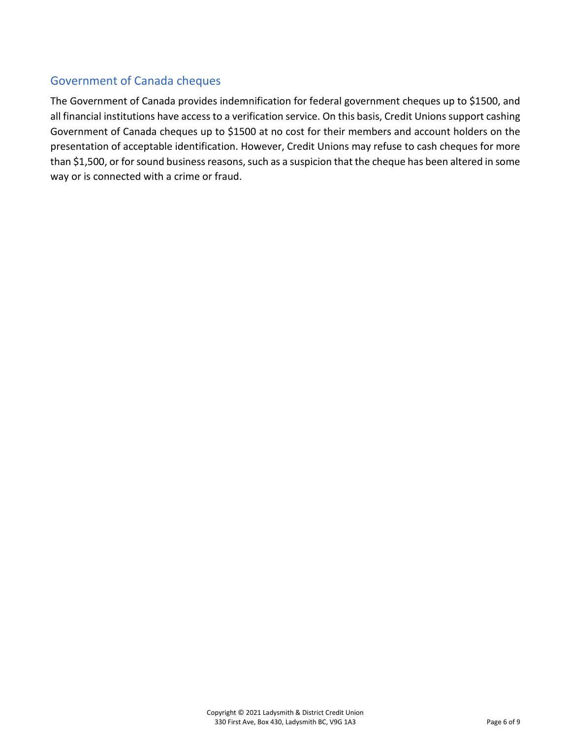## Government of Canada cheques

The Government of Canada provides indemnification for federal government cheques up to $1500, and all financial institutions have access to a verification service. On this basis, Credit Unions support cashing Government of Canada cheques up to $1500 at no cost for their members and account holders on the presentation of acceptable identification. However, Credit Unions may refuse to cash cheques for more than $1,500, or for sound business reasons, such as a suspicion that the cheque has been altered in some way or is connected with a crime or fraud.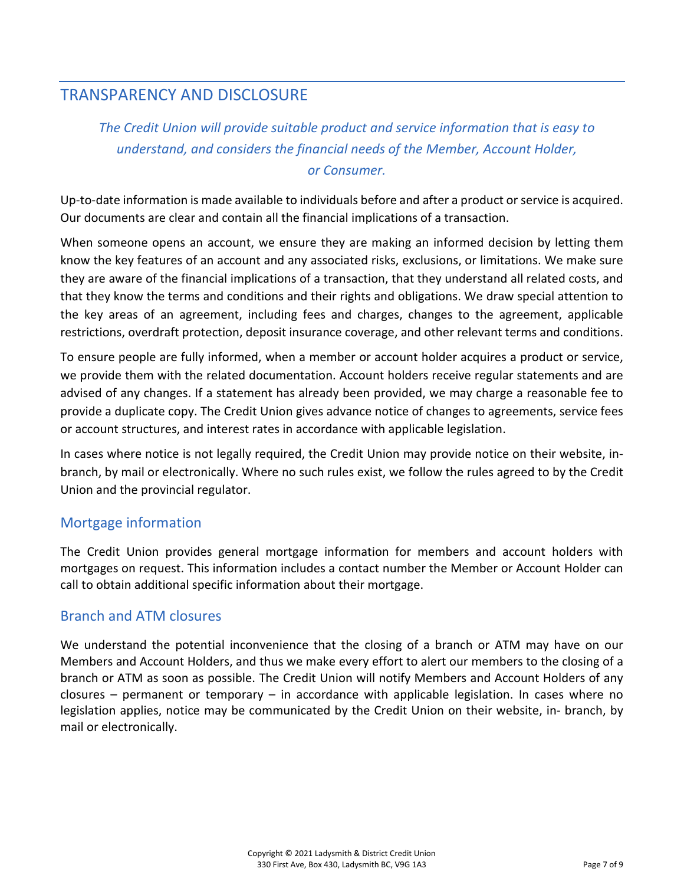## TRANSPARENCY AND DISCLOSURE

*The Credit Union will provide suitable product and service information that is easy to understand, and considers the financial needs of the Member, Account Holder, or Consumer.*

Up-to-date information is made available to individuals before and after a product or service is acquired. Our documents are clear and contain all the financial implications of a transaction.

When someone opens an account, we ensure they are making an informed decision by letting them know the key features of an account and any associated risks, exclusions, or limitations. We make sure they are aware of the financial implications of a transaction, that they understand all related costs, and that they know the terms and conditions and their rights and obligations. We draw special attention to the key areas of an agreement, including fees and charges, changes to the agreement, applicable restrictions, overdraft protection, deposit insurance coverage, and other relevant terms and conditions.

To ensure people are fully informed, when a member or account holder acquires a product or service, we provide them with the related documentation. Account holders receive regular statements and are advised of any changes. If a statement has already been provided, we may charge a reasonable fee to provide a duplicate copy. The Credit Union gives advance notice of changes to agreements, service fees or account structures, and interest rates in accordance with applicable legislation.

In cases where notice is not legally required, the Credit Union may provide notice on their website, in-branch, by mail or electronically. Where no such rules exist, we follow the rules agreed to by the Credit Union and the provincial regulator.

### Mortgage information

The Credit Union provides general mortgage information for members and account holders with mortgages on request. This information includes a contact number the Member or Account Holder can call to obtain additional specific information about their mortgage.

### Branch and ATM closures

We understand the potential inconvenience that the closing of a branch or ATM may have on our Members and Account Holders, and thus we make every effort to alert our members to the closing of a branch or ATM as soon as possible. The Credit Union will notify Members and Account Holders of any closures – permanent or temporary – in accordance with applicable legislation. In cases where no legislation applies, notice may be communicated by the Credit Union on their website, in- branch, by mail or electronically.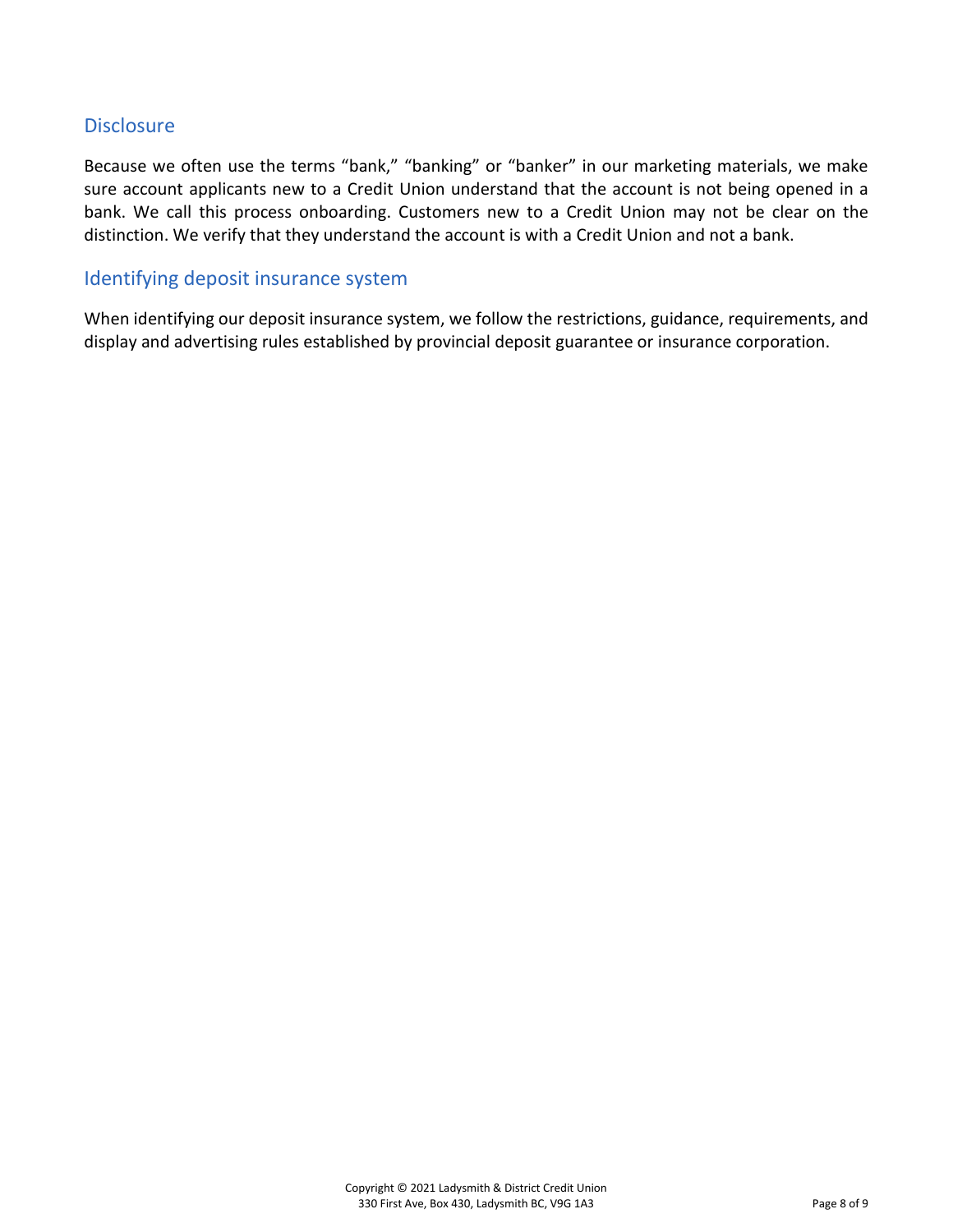## Disclosure

Because we often use the terms "bank," "banking" or "banker" in our marketing materials, we make sure account applicants new to a Credit Union understand that the account is not being opened in a bank. We call this process onboarding. Customers new to a Credit Union may not be clear on the distinction. We verify that they understand the account is with a Credit Union and not a bank.

## Identifying deposit insurance system

When identifying our deposit insurance system, we follow the restrictions, guidance, requirements, and display and advertising rules established by provincial deposit guarantee or insurance corporation.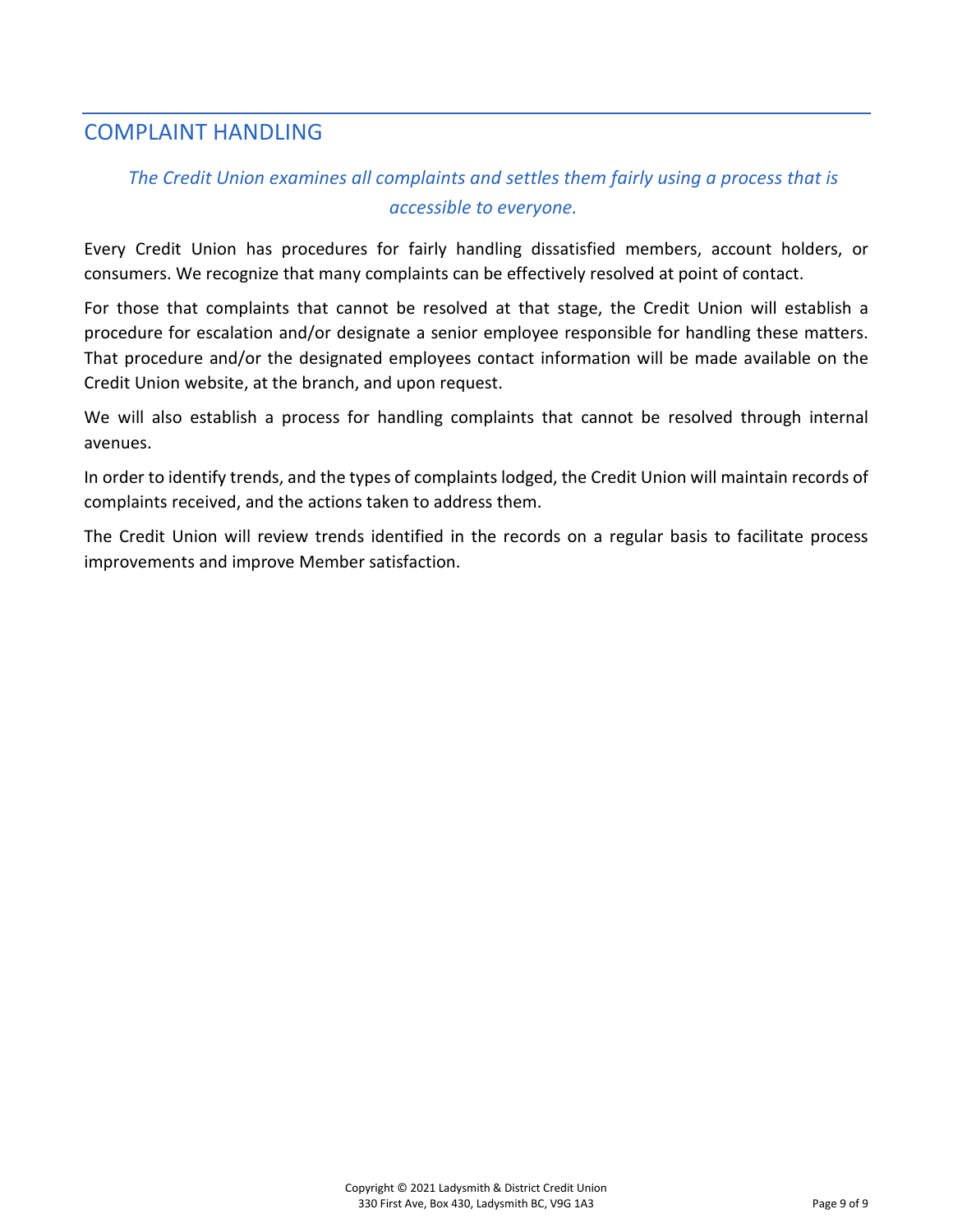## COMPLAINT HANDLING

*The Credit Union examines all complaints and settles them fairly using a process that is accessible to everyone.*

Every Credit Union has procedures for fairly handling dissatisfied members, account holders, or consumers. We recognize that many complaints can be effectively resolved at point of contact.

For those that complaints that cannot be resolved at that stage, the Credit Union will establish a procedure for escalation and/or designate a senior employee responsible for handling these matters. That procedure and/or the designated employees contact information will be made available on the Credit Union website, at the branch, and upon request.

We will also establish a process for handling complaints that cannot be resolved through internal avenues.

In order to identify trends, and the types of complaints lodged, the Credit Union will maintain records of complaints received, and the actions taken to address them.

The Credit Union will review trends identified in the records on a regular basis to facilitate process improvements and improve Member satisfaction.

Copyright © 2021 Ladysmith & District Credit Union
330 First Ave, Box 430, Ladysmith BC, V9G 1A3